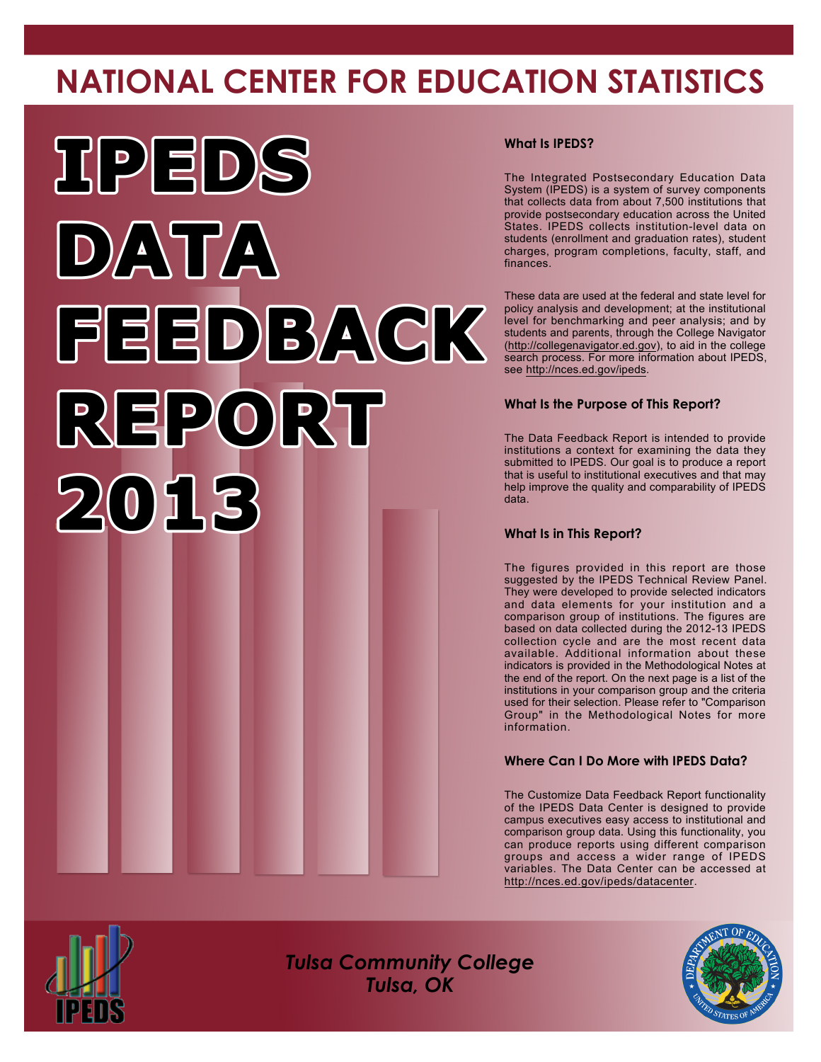# NATIONAL CENTER FOR EDUCATION STATISTICS

# IPEDS DATA FEEDBACK REPORT 2013

### What Is IPEDS?

The Integrated Postsecondary Education Data System (IPEDS) is a system of survey components that collects data from about 7,500 institutions that provide postsecondary education across the United States. IPEDS collects institution-level data on students (enrollment and graduation rates), student charges, program completions, faculty, staff, and finances.

These data are used at the federal and state level for policy analysis and development; at the institutional level for benchmarking and peer analysis; and by students and parents, through the College Navigator (http://collegenavigator.ed.gov), to aid in the college search process. For more information about IPEDS, see http://nces.ed.gov/ipeds.

### What Is the Purpose of This Report?

The Data Feedback Report is intended to provide institutions a context for examining the data they submitted to IPEDS. Our goal is to produce a report that is useful to institutional executives and that may help improve the quality and comparability of IPEDS data.

### What Is in This Report?

The figures provided in this report are those suggested by the IPEDS Technical Review Panel. They were developed to provide selected indicators and data elements for your institution and a comparison group of institutions. The figures are based on data collected during the 2012-13 IPEDS collection cycle and are the most recent data available. Additional information about these indicators is provided in the Methodological Notes at the end of the report. On the next page is a list of the institutions in your comparison group and the criteria used for their selection. Please refer to "Comparison Group" in the Methodological Notes for more information.

### Where Can I Do More with IPEDS Data?

The Customize Data Feedback Report functionality of the IPEDS Data Center is designed to provide campus executives easy access to institutional and comparison group data. Using this functionality, you can produce reports using different comparison groups and access a wider range of IPEDS variables. The Data Center can be accessed at http://nces.ed.gov/ipeds/datacenter.

*Tulsa Community College*
*Tulsa, OK*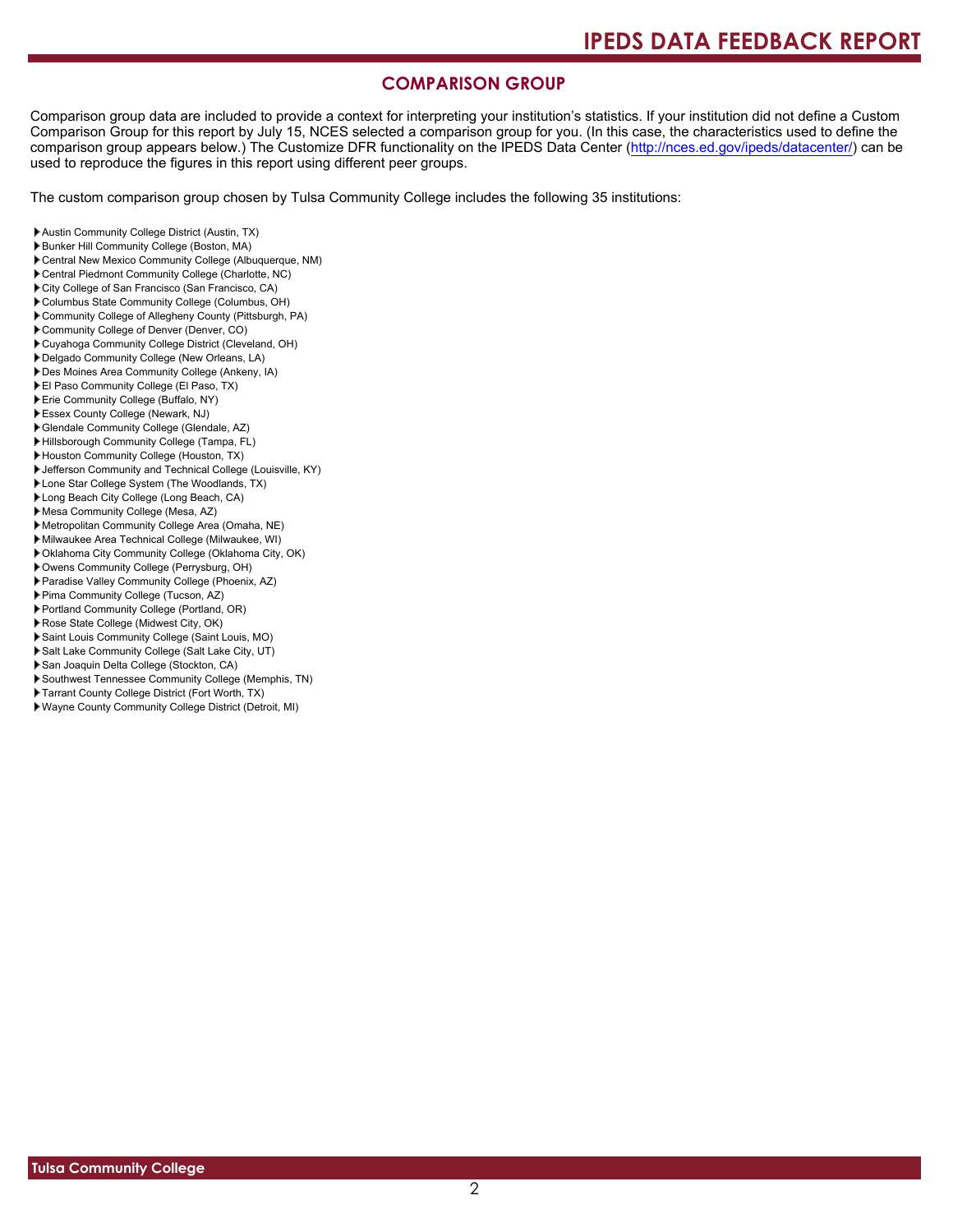## COMPARISON GROUP

Comparison group data are included to provide a context for interpreting your institution's statistics. If your institution did not define a Custom Comparison Group for this report by July 15, NCES selected a comparison group for you. (In this case, the characteristics used to define the comparison group appears below.) The Customize DFR functionality on the IPEDS Data Center (http://nces.ed.gov/ipeds/datacenter/) can be used to reproduce the figures in this report using different peer groups.

The custom comparison group chosen by Tulsa Community College includes the following 35 institutions:

- Austin Community College District (Austin, TX)
- Bunker Hill Community College (Boston, MA)
- Central New Mexico Community College (Albuquerque, NM)
- Central Piedmont Community College (Charlotte, NC)
- City College of San Francisco (San Francisco, CA)
- Columbus State Community College (Columbus, OH)
- Community College of Allegheny County (Pittsburgh, PA)
- Community College of Denver (Denver, CO)
- Cuyahoga Community College District (Cleveland, OH)
- Delgado Community College (New Orleans, LA)
- Des Moines Area Community College (Ankeny, IA)
- El Paso Community College (El Paso, TX)
- Erie Community College (Buffalo, NY)
- Essex County College (Newark, NJ)
- Glendale Community College (Glendale, AZ)
- Hillsborough Community College (Tampa, FL)
- Houston Community College (Houston, TX)
- Jefferson Community and Technical College (Louisville, KY)
- Lone Star College System (The Woodlands, TX)
- Long Beach City College (Long Beach, CA)
- Mesa Community College (Mesa, AZ)
- Metropolitan Community College Area (Omaha, NE)
- Milwaukee Area Technical College (Milwaukee, WI)
- Oklahoma City Community College (Oklahoma City, OK)
- Owens Community College (Perrysburg, OH)
- Paradise Valley Community College (Phoenix, AZ)
- Pima Community College (Tucson, AZ)
- Portland Community College (Portland, OR)
- Rose State College (Midwest City, OK)
- Saint Louis Community College (Saint Louis, MO)
- Salt Lake Community College (Salt Lake City, UT)
- San Joaquin Delta College (Stockton, CA)
- Southwest Tennessee Community College (Memphis, TN)
- Tarrant County College District (Fort Worth, TX)
- Wayne County Community College District (Detroit, MI)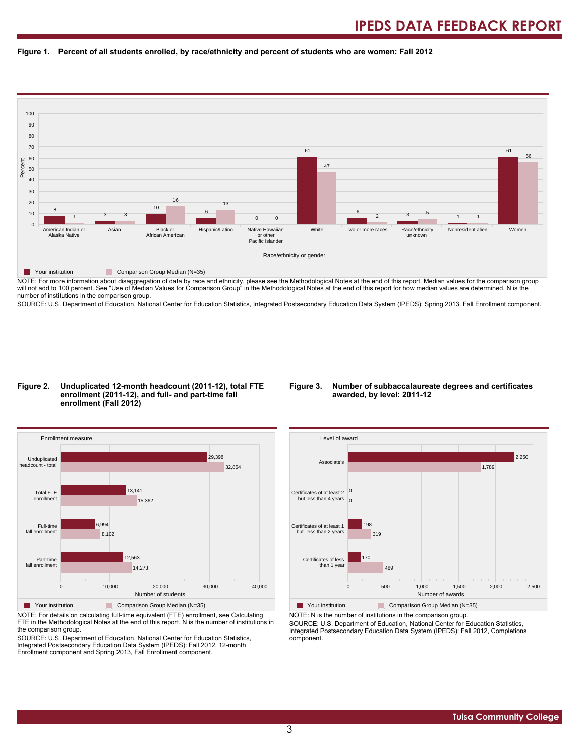**Figure 1. Percent of all students enrolled, by race/ethnicity and percent of students who are women: Fall 2012**

| Race/ethnicity or gender | Your institution | Comparison Group Median (N=35) |
| --- | --- | --- |
| American Indian or Alaska Native | 8 | 1 |
| Asian | 3 | 3 |
| Black or African American | 10 | 16 |
| Hispanic/Latino | 6 | 13 |
| Native Hawaiian or other Pacific Islander | 0 | 0 |
| White | 61 | 47 |
| Two or more races | 6 | 2 |
| Race/ethnicity unknown | 3 | 5 |
| Nonresident alien | 1 | 1 |
| Women | 61 | 56 |

NOTE: For more information about disaggregation of data by race and ethnicity, please see the Methodological Notes at the end of this report. Median values for the comparison group will not add to 100 percent. See "Use of Median Values for Comparison Group" in the Methodological Notes at the end of this report for how median values are determined. N is the number of institutions in the comparison group.

SOURCE: U.S. Department of Education, National Center for Education Statistics, Integrated Postsecondary Education Data System (IPEDS): Spring 2013, Fall Enrollment component.

**Figure 2. Unduplicated 12-month headcount (2011-12), total FTE enrollment (2011-12), and full- and part-time fall enrollment (Fall 2012)**

| Enrollment measure | Your institution | Comparison Group Median (N=35) |
| --- | --- | --- |
| Unduplicated headcount - total | 29,398 | 32,854 |
| Total FTE enrollment | 13,141 | 15,362 |
| Full-time fall enrollment | 6,994 | 8,102 |
| Part-time fall enrollment | 12,563 | 14,273 |

NOTE: For details on calculating full-time equivalent (FTE) enrollment, see Calculating FTE in the Methodological Notes at the end of this report. N is the number of institutions in the comparison group.

SOURCE: U.S. Department of Education, National Center for Education Statistics, Integrated Postsecondary Education Data System (IPEDS): Fall 2012, 12-month Enrollment component and Spring 2013, Fall Enrollment component.

**Figure 3. Number of subbaccalaureate degrees and certificates awarded, by level: 2011-12**

| Level of award | Your institution | Comparison Group Median (N=35) |
| --- | --- | --- |
| Associate's | 2,250 | 1,789 |
| Certificates of at least 2 but less than 4 years | 0 | 0 |
| Certificates of at least 1 but less than 2 years | 198 | 319 |
| Certificates of less than 1 year | 170 | 489 |

NOTE: N is the number of institutions in the comparison group.

SOURCE: U.S. Department of Education, National Center for Education Statistics, Integrated Postsecondary Education Data System (IPEDS): Fall 2012, Completions component.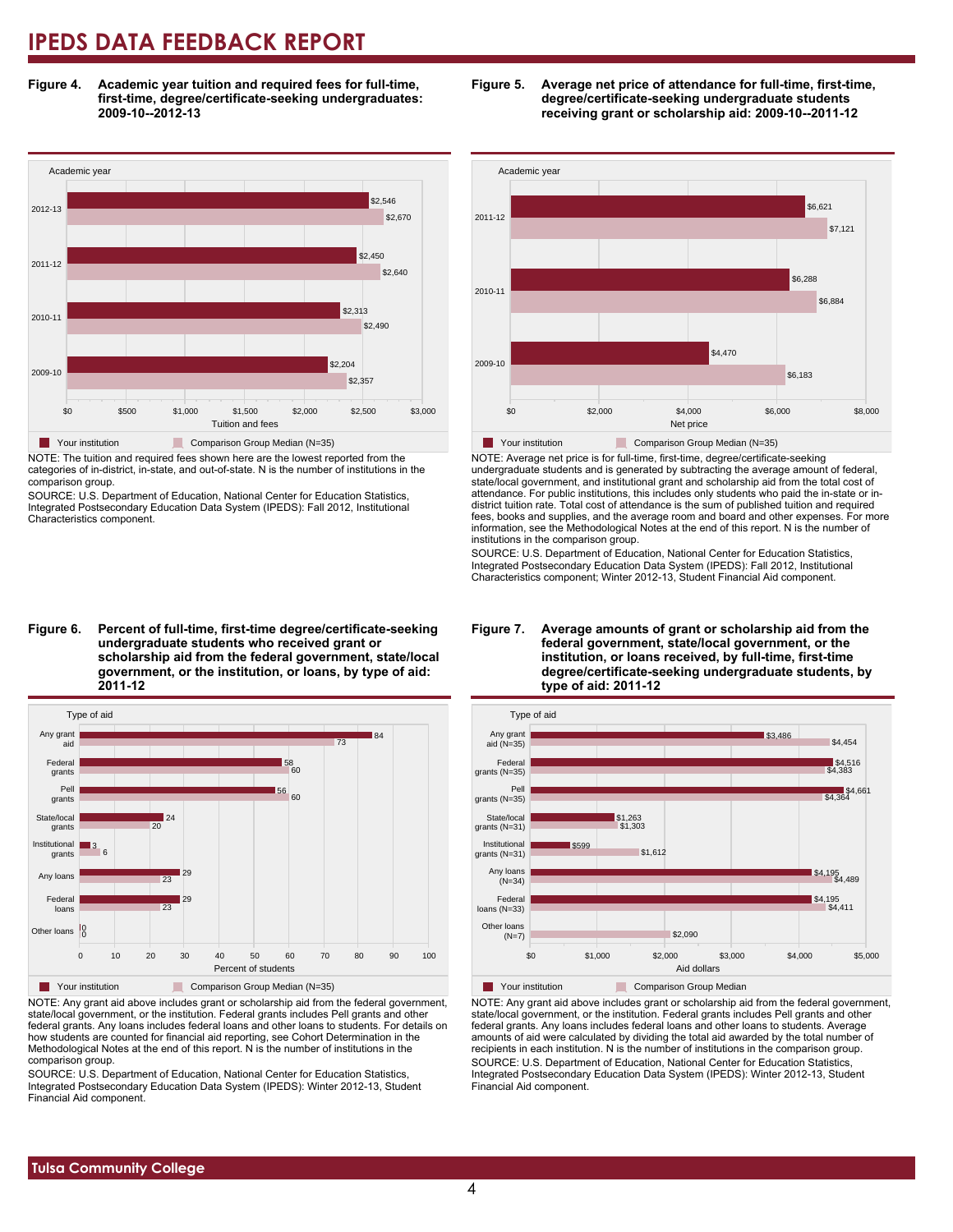**Figure 4. Academic year tuition and required fees for full-time, first-time, degree/certificate-seeking undergraduates: 2009-10--2012-13**

| Academic year | Your institution | Comparison Group Median (N=35) |
|---|---|---|
| 2012-13 | $2,546 | $2,670 |
| 2011-12 | $2,450 | $2,640 |
| 2010-11 | $2,313 | $2,490 |
| 2009-10 | $2,204 | $2,357 |

NOTE: The tuition and required fees shown here are the lowest reported from the categories of in-district, in-state, and out-of-state. N is the number of institutions in the comparison group.

SOURCE: U.S. Department of Education, National Center for Education Statistics, Integrated Postsecondary Education Data System (IPEDS): Fall 2012, Institutional Characteristics component.

**Figure 5. Average net price of attendance for full-time, first-time, degree/certificate-seeking undergraduate students receiving grant or scholarship aid: 2009-10--2011-12**

| Academic year | Your institution | Comparison Group Median (N=35) |
|---|---|---|
| 2011-12 | $6,621 | $7,121 |
| 2010-11 | $6,288 | $6,884 |
| 2009-10 | $4,470 | $6,183 |

NOTE: Average net price is for full-time, first-time, degree/certificate-seeking undergraduate students and is generated by subtracting the average amount of federal, state/local government, and institutional grant and scholarship aid from the total cost of attendance. For public institutions, this includes only students who paid the in-state or in-district tuition rate. Total cost of attendance is the sum of published tuition and required fees, books and supplies, and the average room and board and other expenses. For more information, see the Methodological Notes at the end of this report. N is the number of institutions in the comparison group.

SOURCE: U.S. Department of Education, National Center for Education Statistics, Integrated Postsecondary Education Data System (IPEDS): Fall 2012, Institutional Characteristics component; Winter 2012-13, Student Financial Aid component.

**Figure 6. Percent of full-time, first-time degree/certificate-seeking undergraduate students who received grant or scholarship aid from the federal government, state/local government, or the institution, or loans, by type of aid: 2011-12**

| Type of aid | Your institution | Comparison Group Median (N=35) |
|---|---|---|
| Any grant aid | 84 | 73 |
| Federal grants | 58 | 60 |
| Pell grants | 56 | 60 |
| State/local grants | 24 | 20 |
| Institutional grants | 3 | 6 |
| Any loans | 29 | 23 |
| Federal loans | 29 | 23 |
| Other loans | 0 | 0 |

NOTE: Any grant aid above includes grant or scholarship aid from the federal government, state/local government, or the institution. Federal grants includes Pell grants and other federal grants. Any loans includes federal loans and other loans to students. For details on how students are counted for financial aid reporting, see Cohort Determination in the Methodological Notes at the end of this report. N is the number of institutions in the comparison group.

SOURCE: U.S. Department of Education, National Center for Education Statistics, Integrated Postsecondary Education Data System (IPEDS): Winter 2012-13, Student Financial Aid component.

**Figure 7. Average amounts of grant or scholarship aid from the federal government, state/local government, or the institution, or loans received, by full-time, first-time degree/certificate-seeking undergraduate students, by type of aid: 2011-12**

| Type of aid | Your institution | Comparison Group Median |
|---|---|---|
| Any grant aid (N=35) | $3,486 | $4,454 |
| Federal grants (N=35) | $4,516 | $4,383 |
| Pell grants (N=35) | $4,661 | $4,364 |
| State/local grants (N=31) | $1,263 | $1,303 |
| Institutional grants (N=31) | $599 | $1,612 |
| Any loans (N=34) | $4,195 | $4,489 |
| Federal loans (N=33) | $4,195 | $4,411 |
| Other loans (N=7) | | $2,090 |

NOTE: Any grant aid above includes grant or scholarship aid from the federal government, state/local government, or the institution. Federal grants includes Pell grants and other federal grants. Any loans includes federal loans and other loans to students. Average amounts of aid were calculated by dividing the total aid awarded by the total number of recipients in each institution. N is the number of institutions in the comparison group.

SOURCE: U.S. Department of Education, National Center for Education Statistics, Integrated Postsecondary Education Data System (IPEDS): Winter 2012-13, Student Financial Aid component.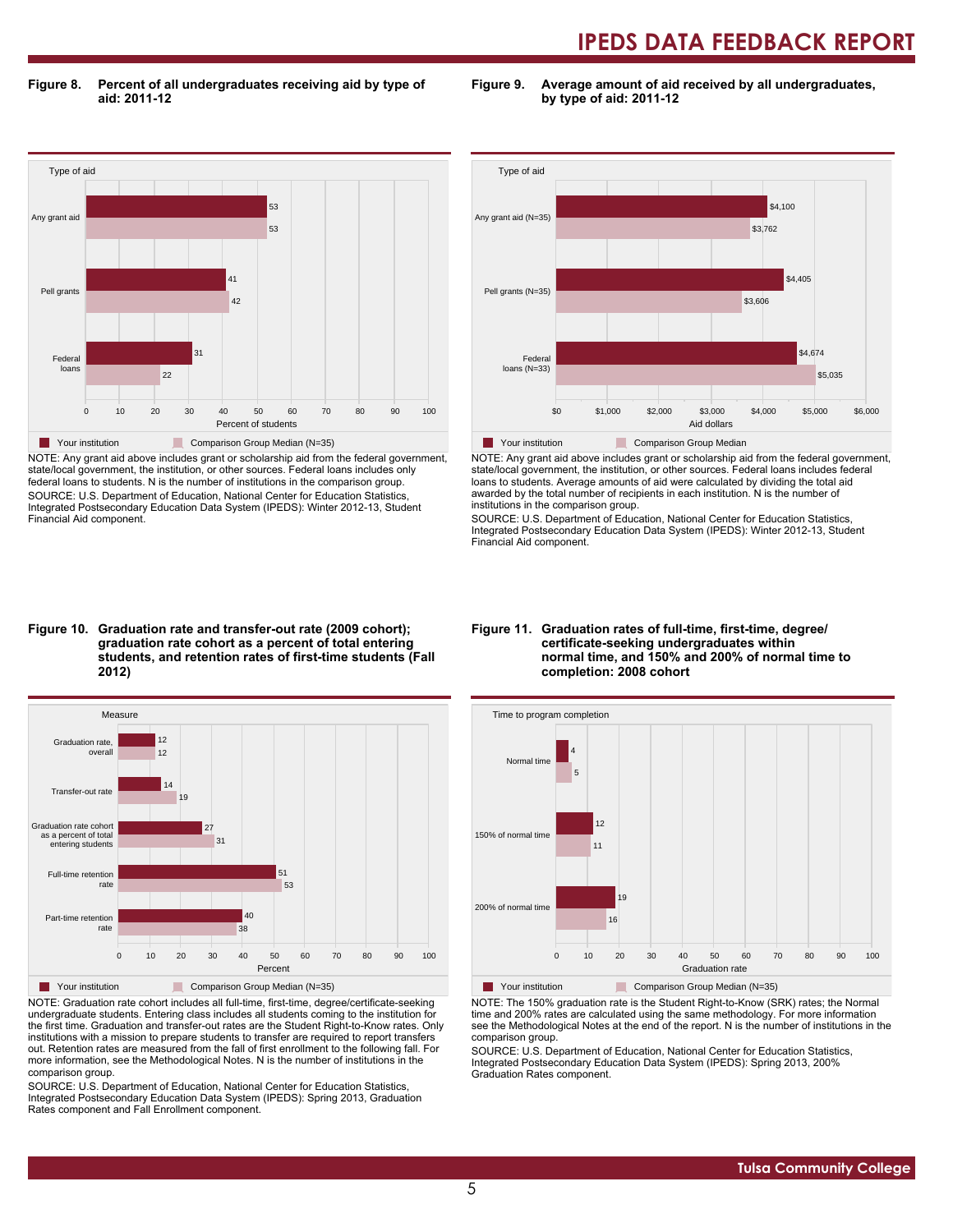# IPEDS DATA FEEDBACK REPORT

**Figure 8. Percent of all undergraduates receiving aid by type of aid: 2011-12**

| Type of aid | Your institution | Comparison Group Median (N=35) |
|---|---|---|
| Any grant aid | 53 | 53 |
| Pell grants | 41 | 42 |
| Federal loans | 31 | 22 |

Percent of students

NOTE: Any grant aid above includes grant or scholarship aid from the federal government, state/local government, the institution, or other sources. Federal loans includes only federal loans to students. N is the number of institutions in the comparison group.
SOURCE: U.S. Department of Education, National Center for Education Statistics, Integrated Postsecondary Education Data System (IPEDS): Winter 2012-13, Student Financial Aid component.

**Figure 9. Average amount of aid received by all undergraduates, by type of aid: 2011-12**

| Type of aid | Your institution | Comparison Group Median |
|---|---|---|
| Any grant aid (N=35) | $4,100 | $3,762 |
| Pell grants (N=35) | $4,405 | $3,606 |
| Federal loans (N=33) | $4,674 | $5,035 |

Aid dollars

NOTE: Any grant aid above includes grant or scholarship aid from the federal government, state/local government, the institution, or other sources. Federal loans includes federal loans to students. Average amounts of aid were calculated by dividing the total aid awarded by the total number of recipients in each institution. N is the number of institutions in the comparison group.
SOURCE: U.S. Department of Education, National Center for Education Statistics, Integrated Postsecondary Education Data System (IPEDS): Winter 2012-13, Student Financial Aid component.

**Figure 10. Graduation rate and transfer-out rate (2009 cohort); graduation rate cohort as a percent of total entering students, and retention rates of first-time students (Fall 2012)**

| Measure | Your institution | Comparison Group Median (N=35) |
|---|---|---|
| Graduation rate, overall | 12 | 12 |
| Transfer-out rate | 14 | 19 |
| Graduation rate cohort as a percent of total entering students | 27 | 31 |
| Full-time retention rate | 51 | 53 |
| Part-time retention rate | 40 | 38 |

Percent

NOTE: Graduation rate cohort includes all full-time, first-time, degree/certificate-seeking undergraduate students. Entering class includes all students coming to the institution for the first time. Graduation and transfer-out rates are the Student Right-to-Know rates. Only institutions with a mission to prepare students to transfer are required to report transfers out. Retention rates are measured from the fall of first enrollment to the following fall. For more information, see the Methodological Notes. N is the number of institutions in the comparison group.
SOURCE: U.S. Department of Education, National Center for Education Statistics, Integrated Postsecondary Education Data System (IPEDS): Spring 2013, Graduation Rates component and Fall Enrollment component.

**Figure 11. Graduation rates of full-time, first-time, degree/certificate-seeking undergraduates within normal time, and 150% and 200% of normal time to completion: 2008 cohort**

| Time to program completion | Your institution | Comparison Group Median (N=35) |
|---|---|---|
| Normal time | 4 | 5 |
| 150% of normal time | 12 | 11 |
| 200% of normal time | 19 | 16 |

Graduation rate

NOTE: The 150% graduation rate is the Student Right-to-Know (SRK) rates; the Normal time and 200% rates are calculated using the same methodology. For more information see the Methodological Notes at the end of the report. N is the number of institutions in the comparison group.
SOURCE: U.S. Department of Education, National Center for Education Statistics, Integrated Postsecondary Education Data System (IPEDS): Spring 2013, 200% Graduation Rates component.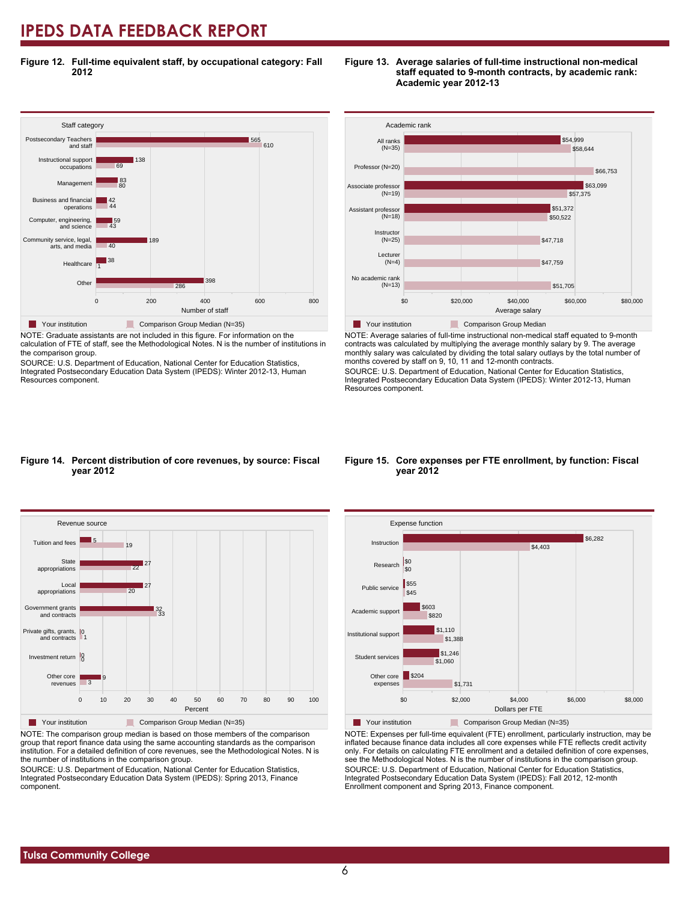# IPEDS DATA FEEDBACK REPORT

**Figure 12. Full-time equivalent staff, by occupational category: Fall 2012**

| Staff category | Your institution | Comparison Group Median (N=35) |
|---|---|---|
| Postsecondary Teachers and staff | 565 | 610 |
| Instructional support occupations | 138 | 69 |
| Management | 83 | 80 |
| Business and financial operations | 42 | 44 |
| Computer, engineering, and science | 59 | 43 |
| Community service, legal, arts, and media | 189 | 40 |
| Healthcare | 38 | 1 |
| Other | 398 | 286 |

NOTE: Graduate assistants are not included in this figure. For information on the calculation of FTE of staff, see the Methodological Notes. N is the number of institutions in the comparison group.

SOURCE: U.S. Department of Education, National Center for Education Statistics, Integrated Postsecondary Education Data System (IPEDS): Winter 2012-13, Human Resources component.

**Figure 13. Average salaries of full-time instructional non-medical staff equated to 9-month contracts, by academic rank: Academic year 2012-13**

| Academic rank | Your institution | Comparison Group Median |
|---|---|---|
| All ranks (N=35) | $54,999 | $58,644 |
| Professor (N=20) | | $66,753 |
| Associate professor (N=19) | $63,099 | $57,375 |
| Assistant professor (N=18) | $51,372 | $50,522 |
| Instructor (N=25) | | $47,718 |
| Lecturer (N=4) | | $47,759 |
| No academic rank (N=13) | | $51,705 |

NOTE: Average salaries of full-time instructional non-medical staff equated to 9-month contracts was calculated by multiplying the average monthly salary by 9. The average monthly salary was calculated by dividing the total salary outlays by the total number of months covered by staff on 9, 10, 11 and 12-month contracts.

SOURCE: U.S. Department of Education, National Center for Education Statistics, Integrated Postsecondary Education Data System (IPEDS): Winter 2012-13, Human Resources component.

**Figure 14. Percent distribution of core revenues, by source: Fiscal year 2012**

| Revenue source | Your institution | Comparison Group Median (N=35) |
|---|---|---|
| Tuition and fees | 5 | 19 |
| State appropriations | 27 | 22 |
| Local appropriations | 27 | 20 |
| Government grants and contracts | 32 | 33 |
| Private gifts, grants, and contracts | 0 | 1 |
| Investment return | 0 | 0 |
| Other core revenues | 9 | 3 |

NOTE: The comparison group median is based on those members of the comparison group that report finance data using the same accounting standards as the comparison institution. For a detailed definition of core revenues, see the Methodological Notes. N is the number of institutions in the comparison group.

SOURCE: U.S. Department of Education, National Center for Education Statistics, Integrated Postsecondary Education Data System (IPEDS): Spring 2013, Finance component.

**Figure 15. Core expenses per FTE enrollment, by function: Fiscal year 2012**

| Expense function | Your institution | Comparison Group Median (N=35) |
|---|---|---|
| Instruction | $6,282 | $4,403 |
| Research | $0 | $0 |
| Public service | $55 | $45 |
| Academic support | $603 | $820 |
| Institutional support | $1,110 | $1,388 |
| Student services | $1,246 | $1,060 |
| Other core expenses | $204 | $1,731 |

NOTE: Expenses per full-time equivalent (FTE) enrollment, particularly instruction, may be inflated because finance data includes all core expenses while FTE reflects credit activity only. For details on calculating FTE enrollment and a detailed definition of core expenses, see the Methodological Notes. N is the number of institutions in the comparison group.

SOURCE: U.S. Department of Education, National Center for Education Statistics, Integrated Postsecondary Education Data System (IPEDS): Fall 2012, 12-month Enrollment component and Spring 2013, Finance component.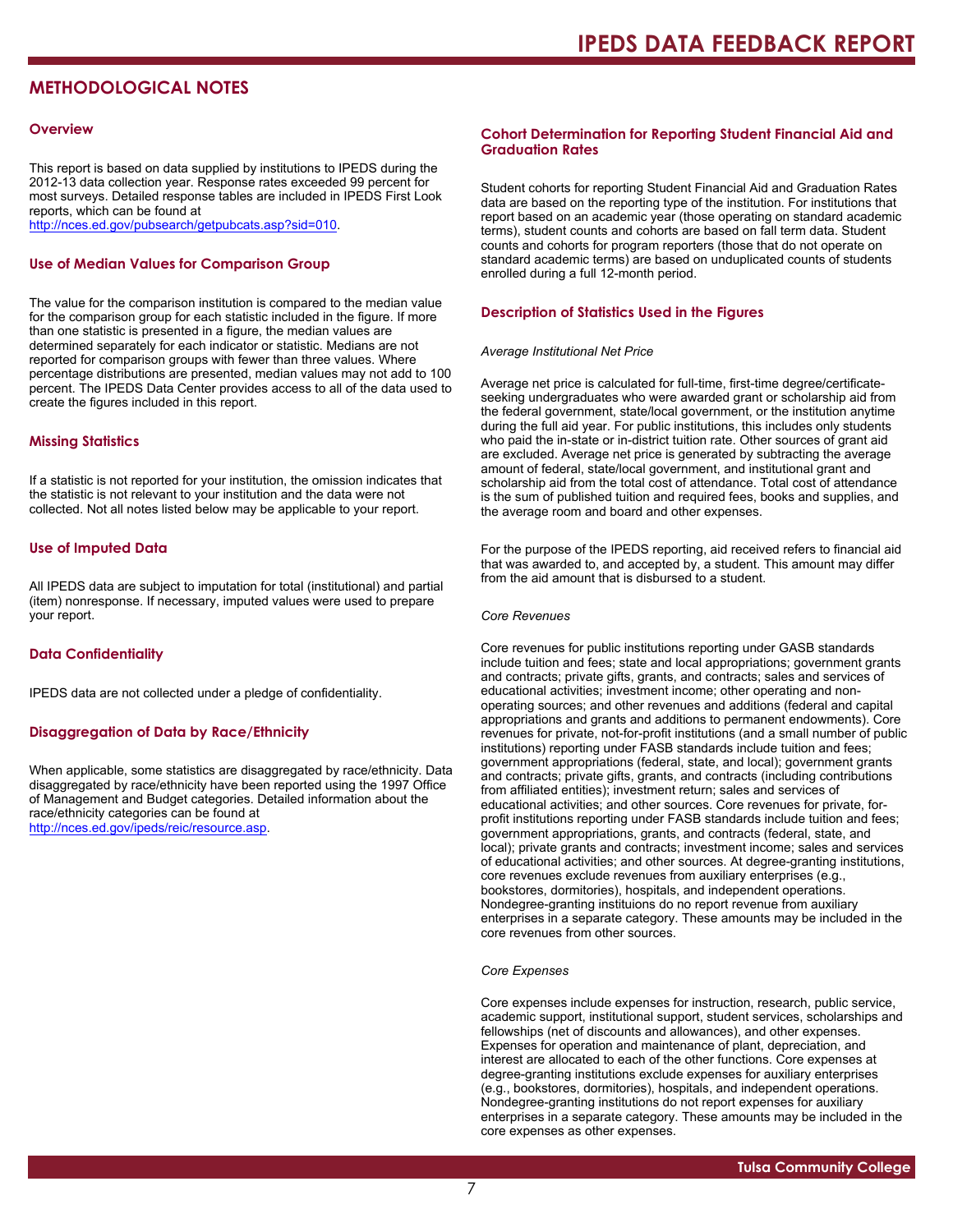# METHODOLOGICAL NOTES

## Overview

This report is based on data supplied by institutions to IPEDS during the 2012-13 data collection year. Response rates exceeded 99 percent for most surveys. Detailed response tables are included in IPEDS First Look reports, which can be found at http://nces.ed.gov/pubsearch/getpubcats.asp?sid=010.

## Use of Median Values for Comparison Group

The value for the comparison institution is compared to the median value for the comparison group for each statistic included in the figure. If more than one statistic is presented in a figure, the median values are determined separately for each indicator or statistic. Medians are not reported for comparison groups with fewer than three values. Where percentage distributions are presented, median values may not add to 100 percent. The IPEDS Data Center provides access to all of the data used to create the figures included in this report.

## Missing Statistics

If a statistic is not reported for your institution, the omission indicates that the statistic is not relevant to your institution and the data were not collected. Not all notes listed below may be applicable to your report.

## Use of Imputed Data

All IPEDS data are subject to imputation for total (institutional) and partial (item) nonresponse. If necessary, imputed values were used to prepare your report.

## Data Confidentiality

IPEDS data are not collected under a pledge of confidentiality.

## Disaggregation of Data by Race/Ethnicity

When applicable, some statistics are disaggregated by race/ethnicity. Data disaggregated by race/ethnicity have been reported using the 1997 Office of Management and Budget categories. Detailed information about the race/ethnicity categories can be found at http://nces.ed.gov/ipeds/reic/resource.asp.

## Cohort Determination for Reporting Student Financial Aid and Graduation Rates

Student cohorts for reporting Student Financial Aid and Graduation Rates data are based on the reporting type of the institution. For institutions that report based on an academic year (those operating on standard academic terms), student counts and cohorts are based on fall term data. Student counts and cohorts for program reporters (those that do not operate on standard academic terms) are based on unduplicated counts of students enrolled during a full 12-month period.

## Description of Statistics Used in the Figures

*Average Institutional Net Price*

Average net price is calculated for full-time, first-time degree/certificate-seeking undergraduates who were awarded grant or scholarship aid from the federal government, state/local government, or the institution anytime during the full aid year. For public institutions, this includes only students who paid the in-state or in-district tuition rate. Other sources of grant aid are excluded. Average net price is generated by subtracting the average amount of federal, state/local government, and institutional grant and scholarship aid from the total cost of attendance. Total cost of attendance is the sum of published tuition and required fees, books and supplies, and the average room and board and other expenses.

For the purpose of the IPEDS reporting, aid received refers to financial aid that was awarded to, and accepted by, a student. This amount may differ from the aid amount that is disbursed to a student.

*Core Revenues*

Core revenues for public institutions reporting under GASB standards include tuition and fees; state and local appropriations; government grants and contracts; private gifts, grants, and contracts; sales and services of educational activities; investment income; other operating and non-operating sources; and other revenues and additions (federal and capital appropriations and grants and additions to permanent endowments). Core revenues for private, not-for-profit institutions (and a small number of public institutions) reporting under FASB standards include tuition and fees; government appropriations (federal, state, and local); government grants and contracts; private gifts, grants, and contracts (including contributions from affiliated entities); investment return; sales and services of educational activities; and other sources. Core revenues for private, for-profit institutions reporting under FASB standards include tuition and fees; government appropriations, grants, and contracts (federal, state, and local); private grants and contracts; investment income; sales and services of educational activities; and other sources. At degree-granting institutions, core revenues exclude revenues from auxiliary enterprises (e.g., bookstores, dormitories), hospitals, and independent operations. Nondegree-granting instituions do no report revenue from auxiliary enterprises in a separate category. These amounts may be included in the core revenues from other sources.

*Core Expenses*

Core expenses include expenses for instruction, research, public service, academic support, institutional support, student services, scholarships and fellowships (net of discounts and allowances), and other expenses. Expenses for operation and maintenance of plant, depreciation, and interest are allocated to each of the other functions. Core expenses at degree-granting institutions exclude expenses for auxiliary enterprises (e.g., bookstores, dormitories), hospitals, and independent operations. Nondegree-granting institutions do not report expenses for auxiliary enterprises in a separate category. These amounts may be included in the core expenses as other expenses.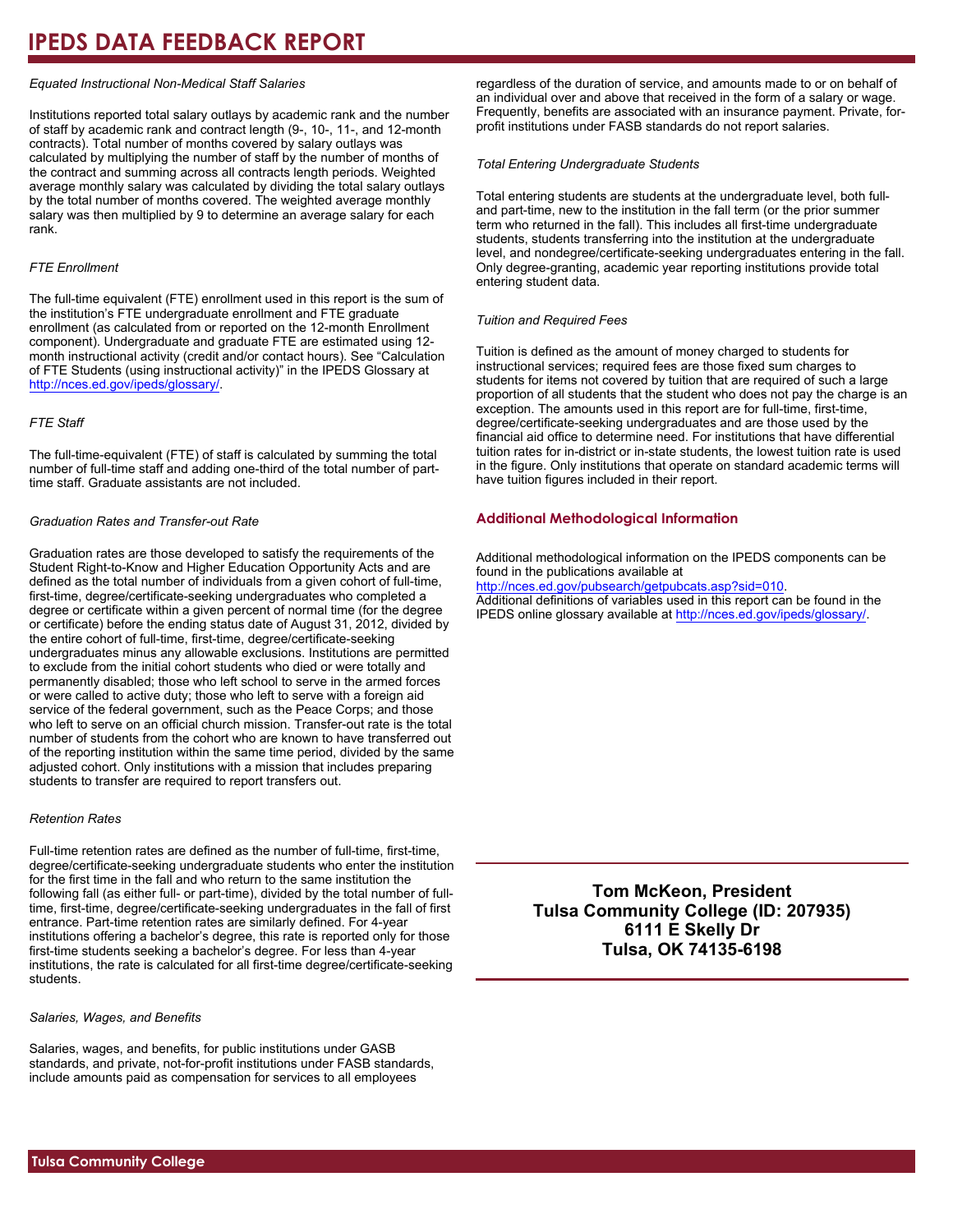*Equated Instructional Non-Medical Staff Salaries*

Institutions reported total salary outlays by academic rank and the number of staff by academic rank and contract length (9-, 10-, 11-, and 12-month contracts). Total number of months covered by salary outlays was calculated by multiplying the number of staff by the number of months of the contract and summing across all contracts length periods. Weighted average monthly salary was calculated by dividing the total salary outlays by the total number of months covered. The weighted average monthly salary was then multiplied by 9 to determine an average salary for each rank.

*FTE Enrollment*

The full-time equivalent (FTE) enrollment used in this report is the sum of the institution's FTE undergraduate enrollment and FTE graduate enrollment (as calculated from or reported on the 12-month Enrollment component). Undergraduate and graduate FTE are estimated using 12-month instructional activity (credit and/or contact hours). See "Calculation of FTE Students (using instructional activity)" in the IPEDS Glossary at http://nces.ed.gov/ipeds/glossary/.

*FTE Staff*

The full-time-equivalent (FTE) of staff is calculated by summing the total number of full-time staff and adding one-third of the total number of part-time staff. Graduate assistants are not included.

*Graduation Rates and Transfer-out Rate*

Graduation rates are those developed to satisfy the requirements of the Student Right-to-Know and Higher Education Opportunity Acts and are defined as the total number of individuals from a given cohort of full-time, first-time, degree/certificate-seeking undergraduates who completed a degree or certificate within a given percent of normal time (for the degree or certificate) before the ending status date of August 31, 2012, divided by the entire cohort of full-time, first-time, degree/certificate-seeking undergraduates minus any allowable exclusions. Institutions are permitted to exclude from the initial cohort students who died or were totally and permanently disabled; those who left school to serve in the armed forces or were called to active duty; those who left to serve with a foreign aid service of the federal government, such as the Peace Corps; and those who left to serve on an official church mission. Transfer-out rate is the total number of students from the cohort who are known to have transferred out of the reporting institution within the same time period, divided by the same adjusted cohort. Only institutions with a mission that includes preparing students to transfer are required to report transfers out.

*Retention Rates*

Full-time retention rates are defined as the number of full-time, first-time, degree/certificate-seeking undergraduate students who enter the institution for the first time in the fall and who return to the same institution the following fall (as either full- or part-time), divided by the total number of full-time, first-time, degree/certificate-seeking undergraduates in the fall of first entrance. Part-time retention rates are similarly defined. For 4-year institutions offering a bachelor's degree, this rate is reported only for those first-time students seeking a bachelor's degree. For less than 4-year institutions, the rate is calculated for all first-time degree/certificate-seeking students.

*Salaries, Wages, and Benefits*

Salaries, wages, and benefits, for public institutions under GASB standards, and private, not-for-profit institutions under FASB standards, include amounts paid as compensation for services to all employees regardless of the duration of service, and amounts made to or on behalf of an individual over and above that received in the form of a salary or wage. Frequently, benefits are associated with an insurance payment. Private, for-profit institutions under FASB standards do not report salaries.

*Total Entering Undergraduate Students*

Total entering students are students at the undergraduate level, both full- and part-time, new to the institution in the fall term (or the prior summer term who returned in the fall). This includes all first-time undergraduate students, students transferring into the institution at the undergraduate level, and nondegree/certificate-seeking undergraduates entering in the fall. Only degree-granting, academic year reporting institutions provide total entering student data.

*Tuition and Required Fees*

Tuition is defined as the amount of money charged to students for instructional services; required fees are those fixed sum charges to students for items not covered by tuition that are required of such a large proportion of all students that the student who does not pay the charge is an exception. The amounts used in this report are for full-time, first-time, degree/certificate-seeking undergraduates and are those used by the financial aid office to determine need. For institutions that have differential tuition rates for in-district or in-state students, the lowest tuition rate is used in the figure. Only institutions that operate on standard academic terms will have tuition figures included in their report.

## Additional Methodological Information

Additional methodological information on the IPEDS components can be found in the publications available at http://nces.ed.gov/pubsearch/getpubcats.asp?sid=010.
Additional definitions of variables used in this report can be found in the IPEDS online glossary available at http://nces.ed.gov/ipeds/glossary/.

**Tom McKeon, President**
**Tulsa Community College (ID: 207935)**
**6111 E Skelly Dr**
**Tulsa, OK 74135-6198**